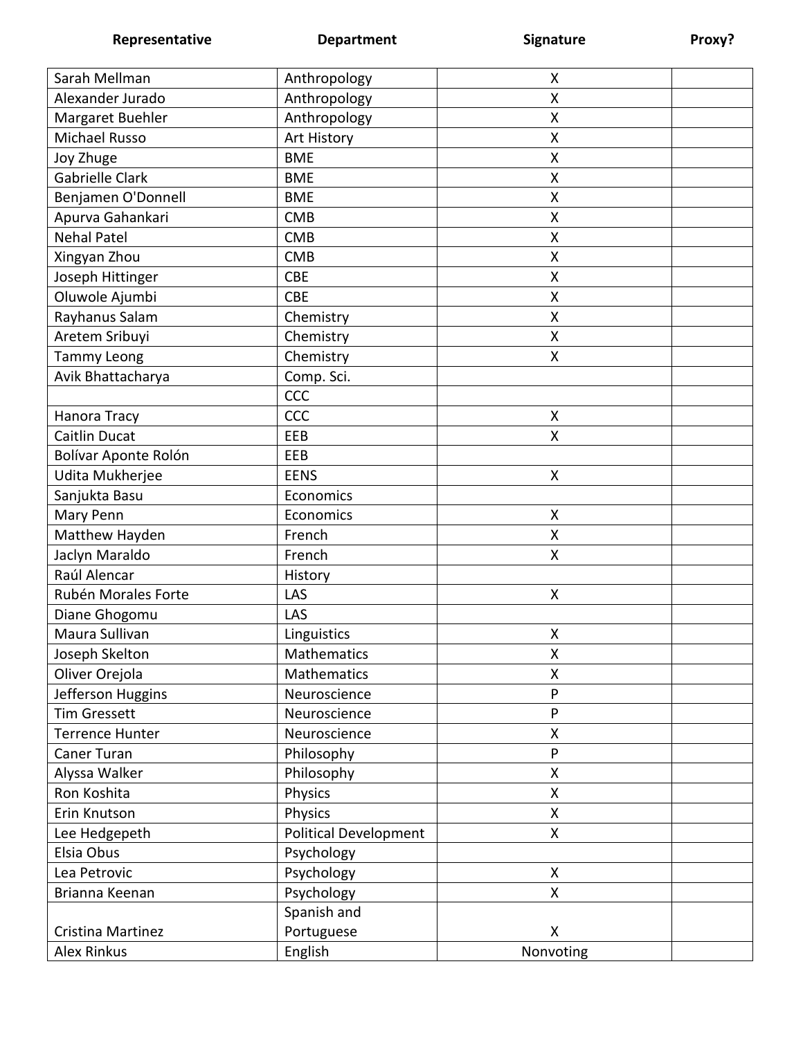| Representative | Department | Signature | Proxy? |
| --- | --- | --- | --- |
| Sarah Mellman | Anthropology | X | |
| Alexander Jurado | Anthropology | X | |
| Margaret Buehler | Anthropology | X | |
| Michael Russo | Art History | X | |
| Joy Zhuge | BME | X | |
| Gabrielle Clark | BME | X | |
| Benjamen O'Donnell | BME | X | |
| Apurva Gahankari | CMB | X | |
| Nehal Patel | CMB | X | |
| Xingyan Zhou | CMB | X | |
| Joseph Hittinger | CBE | X | |
| Oluwole Ajumbi | CBE | X | |
| Rayhanus Salam | Chemistry | X | |
| Aretem Sribuyi | Chemistry | X | |
| Tammy Leong | Chemistry | X | |
| Avik Bhattacharya | Comp. Sci. | | |
| | CCC | | |
| Hanora Tracy | CCC | X | |
| Caitlin Ducat | EEB | X | |
| Bolívar Aponte Rolón | EEB | | |
| Udita Mukherjee | EENS | X | |
| Sanjukta Basu | Economics | | |
| Mary Penn | Economics | X | |
| Matthew Hayden | French | X | |
| Jaclyn Maraldo | French | X | |
| Raúl Alencar | History | | |
| Rubén Morales Forte | LAS | X | |
| Diane Ghogomu | LAS | | |
| Maura Sullivan | Linguistics | X | |
| Joseph Skelton | Mathematics | X | |
| Oliver Orejola | Mathematics | X | |
| Jefferson Huggins | Neuroscience | P | |
| Tim Gressett | Neuroscience | P | |
| Terrence Hunter | Neuroscience | X | |
| Caner Turan | Philosophy | P | |
| Alyssa Walker | Philosophy | X | |
| Ron Koshita | Physics | X | |
| Erin Knutson | Physics | X | |
| Lee Hedgepeth | Political Development | X | |
| Elsia Obus | Psychology | | |
| Lea Petrovic | Psychology | X | |
| Brianna Keenan | Psychology | X | |
| Cristina Martinez | Spanish and Portuguese | X | |
| Alex Rinkus | English | Nonvoting | |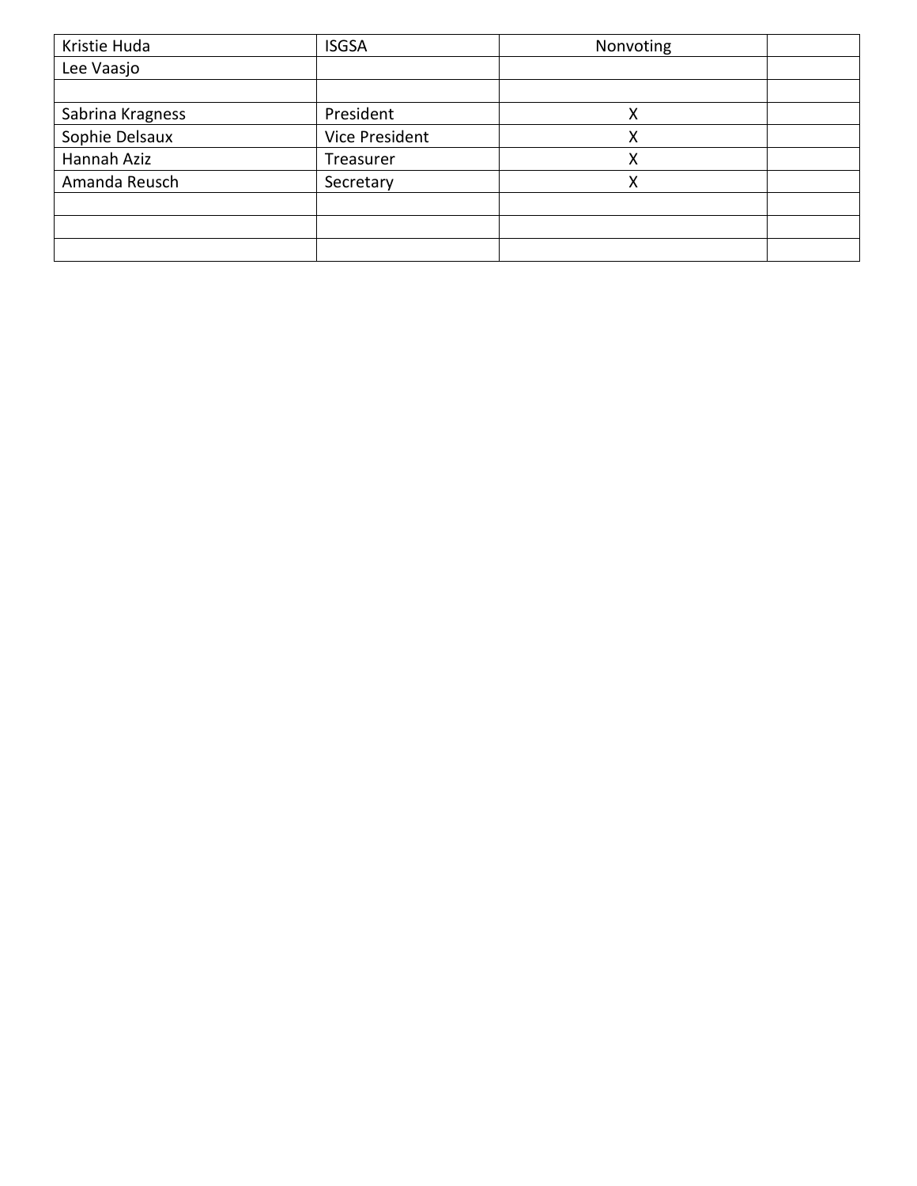| | | | |
|---|---|---|---|
| Kristie Huda | ISGSA | Nonvoting | |
| Lee Vaasjo | | | |
| | | | |
| Sabrina Kragness | President | X | |
| Sophie Delsaux | Vice President | X | |
| Hannah Aziz | Treasurer | X | |
| Amanda Reusch | Secretary | X | |
| | | | |
| | | | |
| | | | |